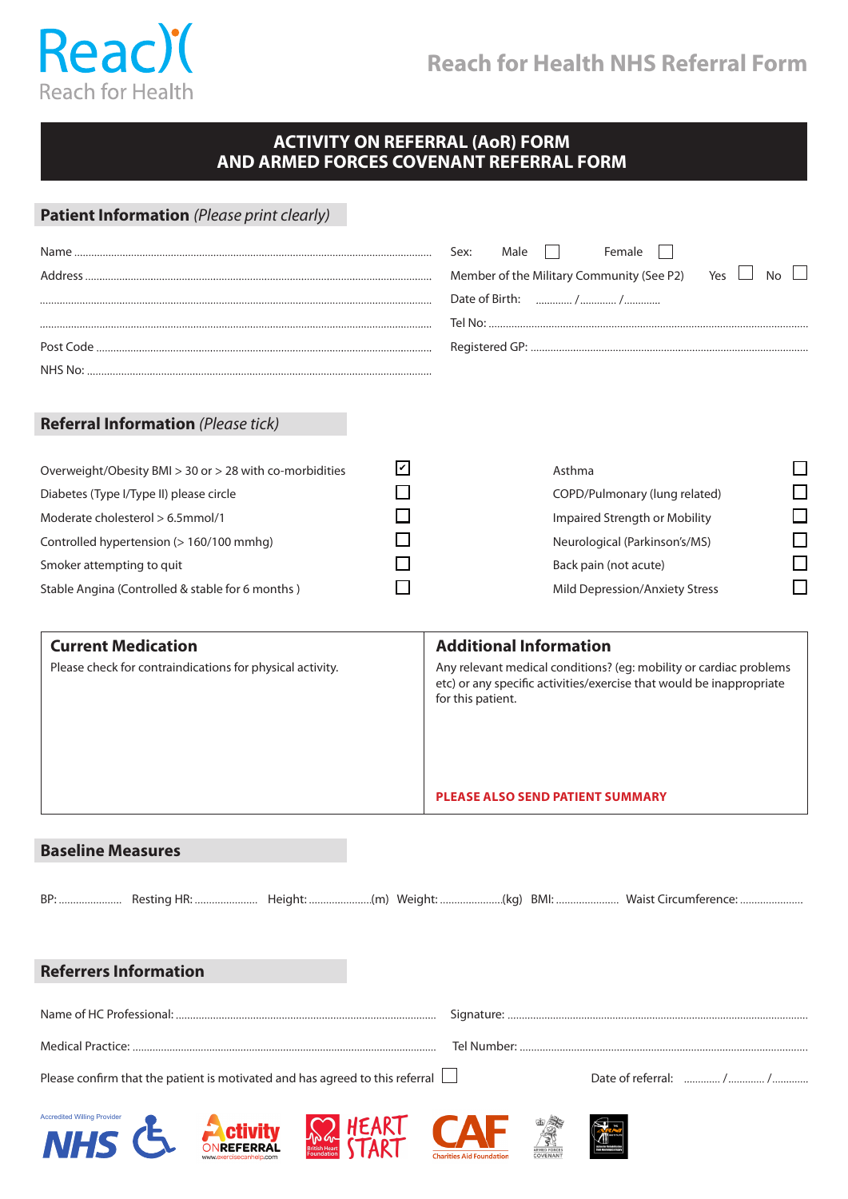Reac)(
Reach for Health

# Reach for Health NHS Referral Form

## ACTIVITY ON REFERRAL (AoR) FORM AND ARMED FORCES COVENANT REFERRAL FORM

## Patient Information *(Please print clearly)*

Name ..............................................................

Address ..............................................................

..............................................................

..............................................................

Post Code ..............................................................

NHS No: ..............................................................

Sex: Male ☐ Female ☐

Member of the Military Community (See P2) Yes ☐ No ☐

Date of Birth: ............ /............ /............

Tel No: ..............................................................

Registered GP: ..............................................................

## Referral Information *(Please tick)*

| | | | |
|---|---|---|---|
| Overweight/Obesity BMI > 30 or > 28 with co-morbidities | ☑ | Asthma | ☐ |
| Diabetes (Type I/Type II) please circle | ☐ | COPD/Pulmonary (lung related) | ☐ |
| Moderate cholesterol > 6.5mmol/1 | ☐ | Impaired Strength or Mobility | ☐ |
| Controlled hypertension (> 160/100 mmhg) | ☐ | Neurological (Parkinson's/MS) | ☐ |
| Smoker attempting to quit | ☐ | Back pain (not acute) | ☐ |
| Stable Angina (Controlled & stable for 6 months ) | ☐ | Mild Depression/Anxiety Stress | ☐ |

### Current Medication

Please check for contraindications for physical activity.

### Additional Information

Any relevant medical conditions? (eg: mobility or cardiac problems etc) or any specific activities/exercise that would be inappropriate for this patient.

**PLEASE ALSO SEND PATIENT SUMMARY**

## Baseline Measures

BP: .................... Resting HR: .................... Height: ....................(m) Weight: ....................(kg) BMI: .................... Waist Circumference: ....................

## Referrers Information

Name of HC Professional: ..............................................................

Signature: ..............................................................

Medical Practice: ..............................................................

Tel Number: ..............................................................

Please confirm that the patient is motivated and has agreed to this referral ☐

Date of referral: ............ /............ /............

Accredited Willing Provider NHS | Activity ON REFERRAL www.exercisecanhelp.com | British Heart Foundation HEART START | CAF Charities Aid Foundation | ARMED FORCES COVENANT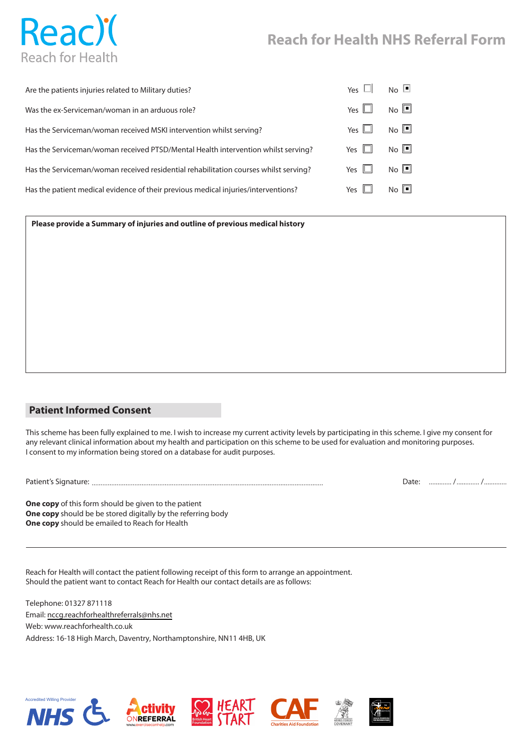# Reach for Health NHS Referral Form

| | | |
|---|---|---|
| Are the patients injuries related to Military duties? | Yes ☐ | No ☒ |
| Was the ex-Serviceman/woman in an arduous role? | Yes ☐ | No ☒ |
| Has the Serviceman/woman received MSKI intervention whilst serving? | Yes ☐ | No ☒ |
| Has the Serviceman/woman received PTSD/Mental Health intervention whilst serving? | Yes ☐ | No ☒ |
| Has the Serviceman/woman received residential rehabilitation courses whilst serving? | Yes ☐ | No ☒ |
| Has the patient medical evidence of their previous medical injuries/interventions? | Yes ☐ | No ☒ |

**Please provide a Summary of injuries and outline of previous medical history**

## Patient Informed Consent

This scheme has been fully explained to me. I wish to increase my current activity levels by participating in this scheme. I give my consent for any relevant clinical information about my health and participation on this scheme to be used for evaluation and monitoring purposes.
I consent to my information being stored on a database for audit purposes.

Patient's Signature: ........................................ Date: ........./........./.........

**One copy** of this form should be given to the patient
**One copy** should be be stored digitally by the referring body
**One copy** should be emailed to Reach for Health

---

Reach for Health will contact the patient following receipt of this form to arrange an appointment.
Should the patient want to contact Reach for Health our contact details are as follows:

Telephone: 01327 871118
Email: nccg.reachforhealthreferrals@nhs.net
Web: www.reachforhealth.co.uk
Address: 16-18 High March, Daventry, Northamptonshire, NN11 4HB, UK